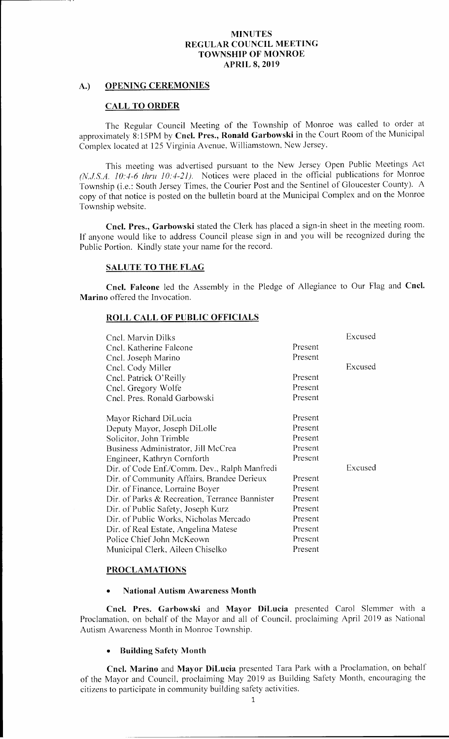# MINUTES
# REGULAR COUNCIL MEETING
# TOWNSHIP OF MONROE
# APRIL 8, 2019

## A.) OPENING CEREMONIES

### CALL TO ORDER

The Regular Council Meeting of the Township of Monroe was called to order at approximately 8:15PM by **Cncl. Pres., Ronald Garbowski** in the Court Room of the Municipal Complex located at 125 Virginia Avenue, Williamstown, New Jersey.

This meeting was advertised pursuant to the New Jersey Open Public Meetings Act *(N.J.S.A. 10:4-6 thru 10:4-21).* Notices were placed in the official publications for Monroe Township (i.e.: South Jersey Times, the Courier Post and the Sentinel of Gloucester County). A copy of that notice is posted on the bulletin board at the Municipal Complex and on the Monroe Township website.

**Cncl. Pres., Garbowski** stated the Clerk has placed a sign-in sheet in the meeting room. If anyone would like to address Council please sign in and you will be recognized during the Public Portion. Kindly state your name for the record.

### SALUTE TO THE FLAG

**Cncl. Falcone** led the Assembly in the Pledge of Allegiance to Our Flag and **Cncl. Marino** offered the Invocation.

### ROLL CALL OF PUBLIC OFFICIALS

| | | |
|---|---|---|
| Cncl. Marvin Dilks | | Excused |
| Cncl. Katherine Falcone | Present | |
| Cncl. Joseph Marino | Present | |
| Cncl. Cody Miller | | Excused |
| Cncl. Patrick O'Reilly | Present | |
| Cncl. Gregory Wolfe | Present | |
| Cncl. Pres. Ronald Garbowski | Present | |
| | | |
| Mayor Richard DiLucia | Present | |
| Deputy Mayor, Joseph DiLolle | Present | |
| Solicitor, John Trimble | Present | |
| Business Administrator, Jill McCrea | Present | |
| Engineer, Kathryn Cornforth | Present | |
| Dir. of Code Enf./Comm. Dev., Ralph Manfredi | | Excused |
| Dir. of Community Affairs, Brandee Derieux | Present | |
| Dir. of Finance, Lorraine Boyer | Present | |
| Dir. of Parks & Recreation, Terrance Bannister | Present | |
| Dir. of Public Safety, Joseph Kurz | Present | |
| Dir. of Public Works, Nicholas Mercado | Present | |
| Dir. of Real Estate, Angelina Matese | Present | |
| Police Chief John McKeown | Present | |
| Municipal Clerk, Aileen Chiselko | Present | |

### PROCLAMATIONS

- **National Autism Awareness Month**

**Cncl. Pres. Garbowski** and **Mayor DiLucia** presented Carol Slemmer with a Proclamation, on behalf of the Mayor and all of Council, proclaiming April 2019 as National Autism Awareness Month in Monroe Township.

- **Building Safety Month**

**Cncl. Marino** and **Mayor DiLucia** presented Tara Park with a Proclamation, on behalf of the Mayor and Council, proclaiming May 2019 as Building Safety Month, encouraging the citizens to participate in community building safety activities.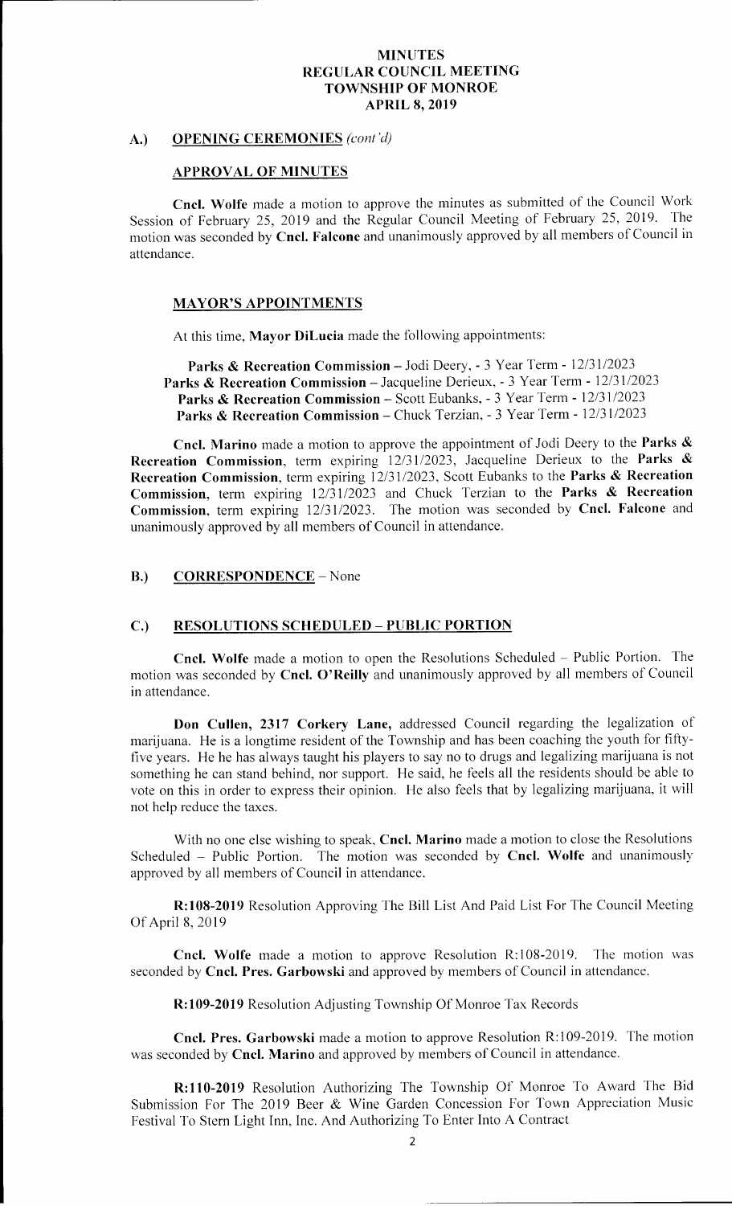# MINUTES
# REGULAR COUNCIL MEETING
# TOWNSHIP OF MONROE
# APRIL 8, 2019

## A.) OPENING CEREMONIES *(cont'd)*

### APPROVAL OF MINUTES

**Cncl. Wolfe** made a motion to approve the minutes as submitted of the Council Work Session of February 25, 2019 and the Regular Council Meeting of February 25, 2019. The motion was seconded by **Cncl. Falcone** and unanimously approved by all members of Council in attendance.

### MAYOR'S APPOINTMENTS

At this time, **Mayor DiLucia** made the following appointments:

**Parks & Recreation Commission** – Jodi Deery, - 3 Year Term - 12/31/2023
**Parks & Recreation Commission** – Jacqueline Derieux, - 3 Year Term - 12/31/2023
**Parks & Recreation Commission** – Scott Eubanks, - 3 Year Term - 12/31/2023
**Parks & Recreation Commission** – Chuck Terzian, - 3 Year Term - 12/31/2023

**Cncl. Marino** made a motion to approve the appointment of Jodi Deery to the **Parks & Recreation Commission**, term expiring 12/31/2023, Jacqueline Derieux to the **Parks & Recreation Commission**, term expiring 12/31/2023, Scott Eubanks to the **Parks & Recreation Commission**, term expiring 12/31/2023 and Chuck Terzian to the **Parks & Recreation Commission**, term expiring 12/31/2023. The motion was seconded by **Cncl. Falcone** and unanimously approved by all members of Council in attendance.

## B.) CORRESPONDENCE – None

## C.) RESOLUTIONS SCHEDULED – PUBLIC PORTION

**Cncl. Wolfe** made a motion to open the Resolutions Scheduled – Public Portion. The motion was seconded by **Cncl. O'Reilly** and unanimously approved by all members of Council in attendance.

**Don Cullen, 2317 Corkery Lane,** addressed Council regarding the legalization of marijuana. He is a longtime resident of the Township and has been coaching the youth for fifty-five years. He he has always taught his players to say no to drugs and legalizing marijuana is not something he can stand behind, nor support. He said, he feels all the residents should be able to vote on this in order to express their opinion. He also feels that by legalizing marijuana, it will not help reduce the taxes.

With no one else wishing to speak, **Cncl. Marino** made a motion to close the Resolutions Scheduled – Public Portion. The motion was seconded by **Cncl. Wolfe** and unanimously approved by all members of Council in attendance.

**R:108-2019** Resolution Approving The Bill List And Paid List For The Council Meeting Of April 8, 2019

**Cncl. Wolfe** made a motion to approve Resolution R:108-2019. The motion was seconded by **Cncl. Pres. Garbowski** and approved by members of Council in attendance.

**R:109-2019** Resolution Adjusting Township Of Monroe Tax Records

**Cncl. Pres. Garbowski** made a motion to approve Resolution R:109-2019. The motion was seconded by **Cncl. Marino** and approved by members of Council in attendance.

**R:110-2019** Resolution Authorizing The Township Of Monroe To Award The Bid Submission For The 2019 Beer & Wine Garden Concession For Town Appreciation Music Festival To Stern Light Inn, Inc. And Authorizing To Enter Into A Contract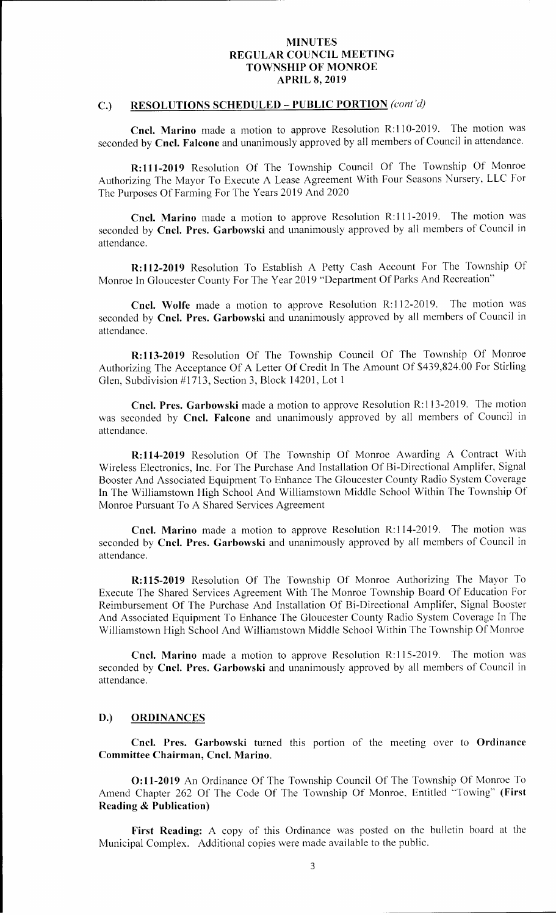# MINUTES
# REGULAR COUNCIL MEETING
# TOWNSHIP OF MONROE
# APRIL 8, 2019

## C.) RESOLUTIONS SCHEDULED – PUBLIC PORTION *(cont'd)*

**Cncl. Marino** made a motion to approve Resolution R:110-2019. The motion was seconded by **Cncl. Falcone** and unanimously approved by all members of Council in attendance.

**R:111-2019** Resolution Of The Township Council Of The Township Of Monroe Authorizing The Mayor To Execute A Lease Agreement With Four Seasons Nursery, LLC For The Purposes Of Farming For The Years 2019 And 2020

**Cncl. Marino** made a motion to approve Resolution R:111-2019. The motion was seconded by **Cncl. Pres. Garbowski** and unanimously approved by all members of Council in attendance.

**R:112-2019** Resolution To Establish A Petty Cash Account For The Township Of Monroe In Gloucester County For The Year 2019 "Department Of Parks And Recreation"

**Cncl. Wolfe** made a motion to approve Resolution R:112-2019. The motion was seconded by **Cncl. Pres. Garbowski** and unanimously approved by all members of Council in attendance.

**R:113-2019** Resolution Of The Township Council Of The Township Of Monroe Authorizing The Acceptance Of A Letter Of Credit In The Amount Of $439,824.00 For Stirling Glen, Subdivision #1713, Section 3, Block 14201, Lot 1

**Cncl. Pres. Garbowski** made a motion to approve Resolution R:113-2019. The motion was seconded by **Cncl. Falcone** and unanimously approved by all members of Council in attendance.

**R:114-2019** Resolution Of The Township Of Monroe Awarding A Contract With Wireless Electronics, Inc. For The Purchase And Installation Of Bi-Directional Amplifer, Signal Booster And Associated Equipment To Enhance The Gloucester County Radio System Coverage In The Williamstown High School And Williamstown Middle School Within The Township Of Monroe Pursuant To A Shared Services Agreement

**Cncl. Marino** made a motion to approve Resolution R:114-2019. The motion was seconded by **Cncl. Pres. Garbowski** and unanimously approved by all members of Council in attendance.

**R:115-2019** Resolution Of The Township Of Monroe Authorizing The Mayor To Execute The Shared Services Agreement With The Monroe Township Board Of Education For Reimbursement Of The Purchase And Installation Of Bi-Directional Amplifer, Signal Booster And Associated Equipment To Enhance The Gloucester County Radio System Coverage In The Williamstown High School And Williamstown Middle School Within The Township Of Monroe

**Cncl. Marino** made a motion to approve Resolution R:115-2019. The motion was seconded by **Cncl. Pres. Garbowski** and unanimously approved by all members of Council in attendance.

## D.) ORDINANCES

**Cncl. Pres. Garbowski** turned this portion of the meeting over to **Ordinance Committee Chairman, Cncl. Marino.**

**O:11-2019** An Ordinance Of The Township Council Of The Township Of Monroe To Amend Chapter 262 Of The Code Of The Township Of Monroe, Entitled "Towing" **(First Reading & Publication)**

**First Reading:** A copy of this Ordinance was posted on the bulletin board at the Municipal Complex. Additional copies were made available to the public.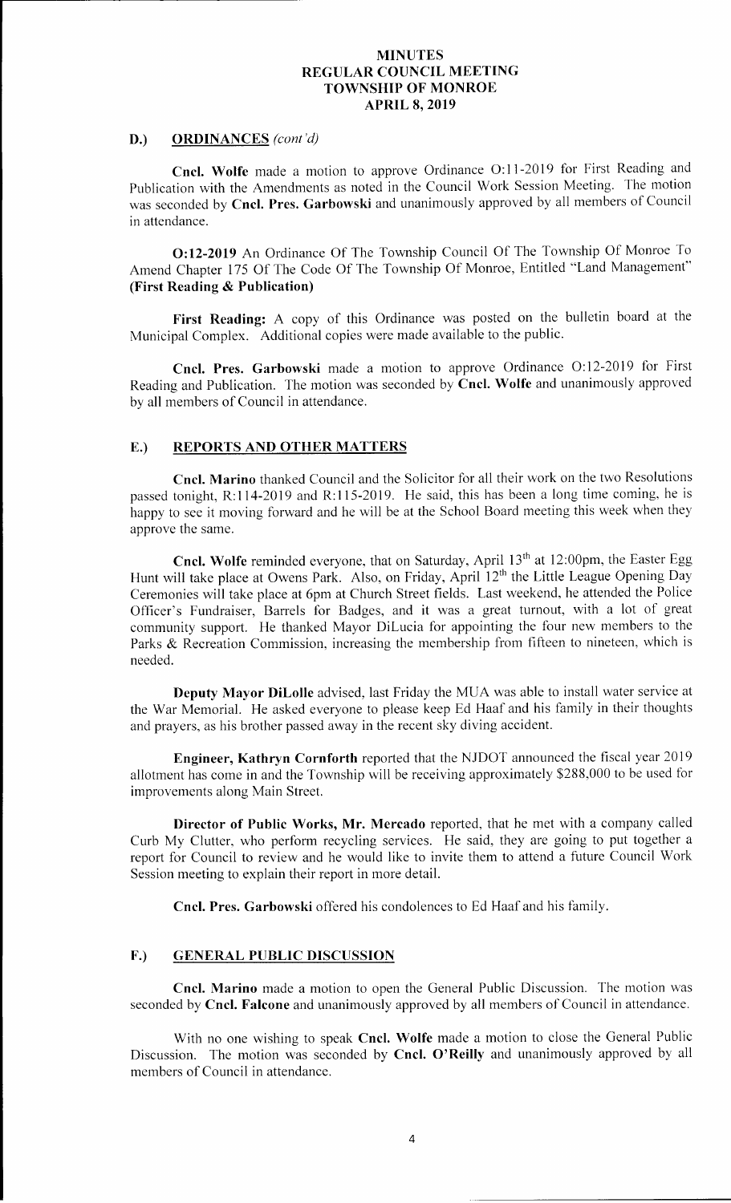**MINUTES**
**REGULAR COUNCIL MEETING**
**TOWNSHIP OF MONROE**
**APRIL 8, 2019**

## D.) ORDINANCES *(cont'd)*

**Cncl. Wolfe** made a motion to approve Ordinance O:11-2019 for First Reading and Publication with the Amendments as noted in the Council Work Session Meeting. The motion was seconded by **Cncl. Pres. Garbowski** and unanimously approved by all members of Council in attendance.

**O:12-2019** An Ordinance Of The Township Council Of The Township Of Monroe To Amend Chapter 175 Of The Code Of The Township Of Monroe, Entitled "Land Management" **(First Reading & Publication)**

**First Reading:** A copy of this Ordinance was posted on the bulletin board at the Municipal Complex. Additional copies were made available to the public.

**Cncl. Pres. Garbowski** made a motion to approve Ordinance O:12-2019 for First Reading and Publication. The motion was seconded by **Cncl. Wolfe** and unanimously approved by all members of Council in attendance.

## E.) REPORTS AND OTHER MATTERS

**Cncl. Marino** thanked Council and the Solicitor for all their work on the two Resolutions passed tonight, R:114-2019 and R:115-2019. He said, this has been a long time coming, he is happy to see it moving forward and he will be at the School Board meeting this week when they approve the same.

**Cncl. Wolfe** reminded everyone, that on Saturday, April 13th at 12:00pm, the Easter Egg Hunt will take place at Owens Park. Also, on Friday, April 12th the Little League Opening Day Ceremonies will take place at 6pm at Church Street fields. Last weekend, he attended the Police Officer's Fundraiser, Barrels for Badges, and it was a great turnout, with a lot of great community support. He thanked Mayor DiLucia for appointing the four new members to the Parks & Recreation Commission, increasing the membership from fifteen to nineteen, which is needed.

**Deputy Mayor DiLolle** advised, last Friday the MUA was able to install water service at the War Memorial. He asked everyone to please keep Ed Haaf and his family in their thoughts and prayers, as his brother passed away in the recent sky diving accident.

**Engineer, Kathryn Cornforth** reported that the NJDOT announced the fiscal year 2019 allotment has come in and the Township will be receiving approximately $288,000 to be used for improvements along Main Street.

**Director of Public Works, Mr. Mercado** reported, that he met with a company called Curb My Clutter, who perform recycling services. He said, they are going to put together a report for Council to review and he would like to invite them to attend a future Council Work Session meeting to explain their report in more detail.

**Cncl. Pres. Garbowski** offered his condolences to Ed Haaf and his family.

## F.) GENERAL PUBLIC DISCUSSION

**Cncl. Marino** made a motion to open the General Public Discussion. The motion was seconded by **Cncl. Falcone** and unanimously approved by all members of Council in attendance.

With no one wishing to speak **Cncl. Wolfe** made a motion to close the General Public Discussion. The motion was seconded by **Cncl. O'Reilly** and unanimously approved by all members of Council in attendance.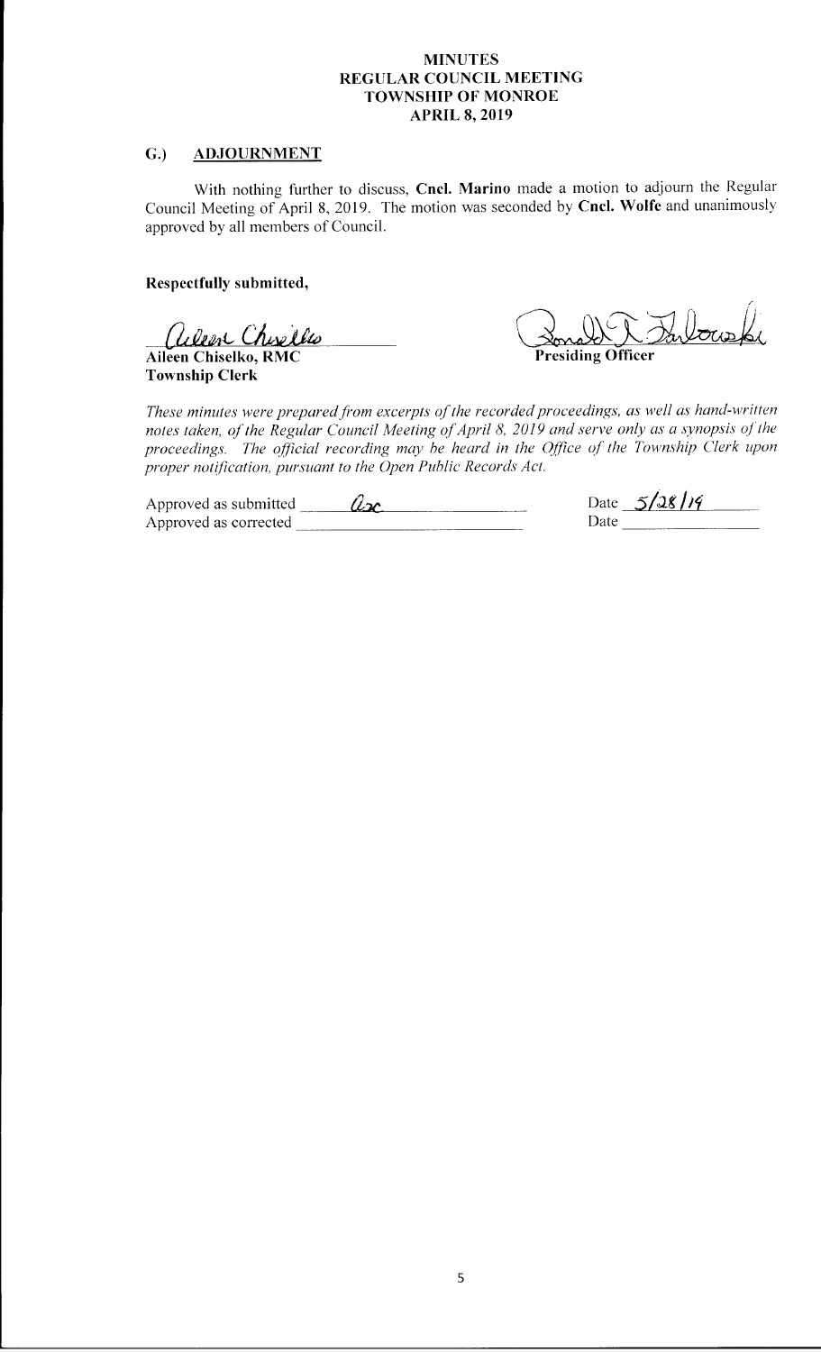**MINUTES**
**REGULAR COUNCIL MEETING**
**TOWNSHIP OF MONROE**
**APRIL 8, 2019**

## G.) ADJOURNMENT

With nothing further to discuss, **Cncl. Marino** made a motion to adjourn the Regular Council Meeting of April 8, 2019. The motion was seconded by **Cncl. Wolfe** and unanimously approved by all members of Council.

**Respectfully submitted,**

Aileen Chiselko

**Aileen Chiselko, RMC**
**Township Clerk**

Ronald R. Dziworski

**Presiding Officer**

*These minutes were prepared from excerpts of the recorded proceedings, as well as hand-written notes taken, of the Regular Council Meeting of April 8, 2019 and serve only as a synopsis of the proceedings. The official recording may be heard in the Office of the Township Clerk upon proper notification, pursuant to the Open Public Records Act.*

Approved as submitted ac Date 5/28/19

Approved as corrected ____________ Date ____________